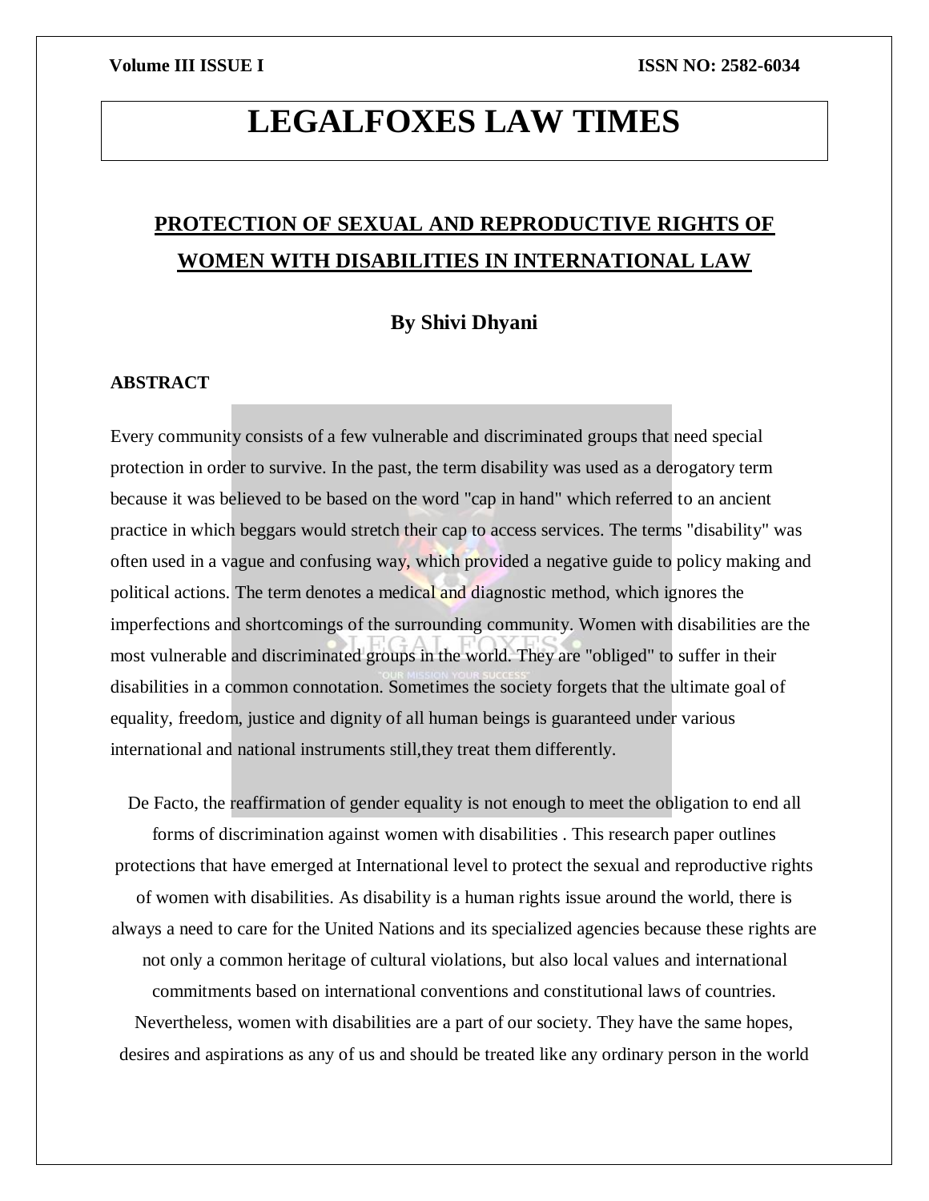# PROTECTION OF SEXUAL AND REPRODUCTIVE RIGHTS OF WOMEN WITH DISABILITIES IN INTERNATIONAL LAW

**By Shivi Dhyani**

### ABSTRACT

Every community consists of a few vulnerable and discriminated groups that need special protection in order to survive. In the past, the term disability was used as a derogatory term because it was believed to be based on the word "cap in hand" which referred to an ancient practice in which beggars would stretch their cap to access services. The terms "disability" was often used in a vague and confusing way, which provided a negative guide to policy making and political actions. The term denotes a medical and diagnostic method, which ignores the imperfections and shortcomings of the surrounding community. Women with disabilities are the most vulnerable and discriminated groups in the world. They are "obliged" to suffer in their disabilities in a common connotation. Sometimes the society forgets that the ultimate goal of equality, freedom, justice and dignity of all human beings is guaranteed under various international and national instruments still,they treat them differently.

De Facto, the reaffirmation of gender equality is not enough to meet the obligation to end all forms of discrimination against women with disabilities . This research paper outlines protections that have emerged at International level to protect the sexual and reproductive rights of women with disabilities. As disability is a human rights issue around the world, there is always a need to care for the United Nations and its specialized agencies because these rights are not only a common heritage of cultural violations, but also local values and international commitments based on international conventions and constitutional laws of countries. Nevertheless, women with disabilities are a part of our society. They have the same hopes, desires and aspirations as any of us and should be treated like any ordinary person in the world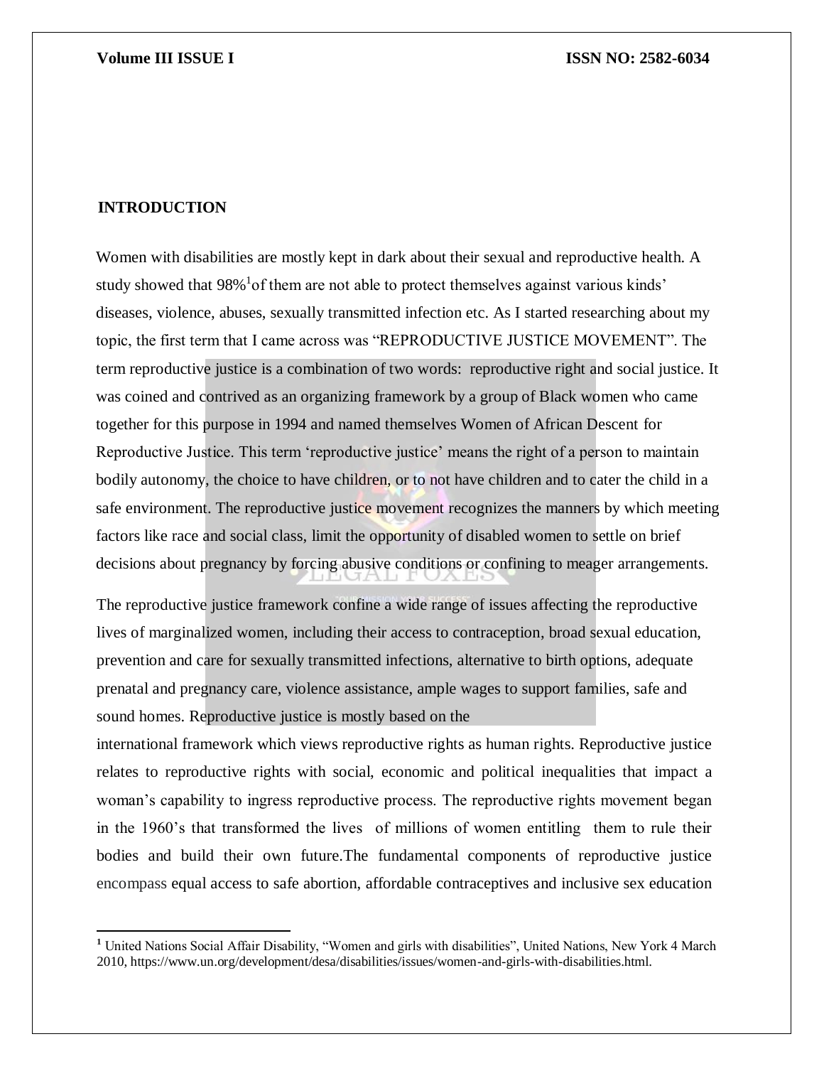## INTRODUCTION

Women with disabilities are mostly kept in dark about their sexual and reproductive health. A study showed that 98%[1]of them are not able to protect themselves against various kinds' diseases, violence, abuses, sexually transmitted infection etc. As I started researching about my topic, the first term that I came across was "REPRODUCTIVE JUSTICE MOVEMENT". The term reproductive justice is a combination of two words: reproductive right and social justice. It was coined and contrived as an organizing framework by a group of Black women who came together for this purpose in 1994 and named themselves Women of African Descent for Reproductive Justice. This term 'reproductive justice' means the right of a person to maintain bodily autonomy, the choice to have children, or to not have children and to cater the child in a safe environment. The reproductive justice movement recognizes the manners by which meeting factors like race and social class, limit the opportunity of disabled women to settle on brief decisions about pregnancy by forcing abusive conditions or confining to meager arrangements.

The reproductive justice framework confine a wide range of issues affecting the reproductive lives of marginalized women, including their access to contraception, broad sexual education, prevention and care for sexually transmitted infections, alternative to birth options, adequate prenatal and pregnancy care, violence assistance, ample wages to support families, safe and sound homes. Reproductive justice is mostly based on the international framework which views reproductive rights as human rights. Reproductive justice relates to reproductive rights with social, economic and political inequalities that impact a woman's capability to ingress reproductive process. The reproductive rights movement began in the 1960's that transformed the lives of millions of women entitling them to rule their bodies and build their own future.The fundamental components of reproductive justice encompass equal access to safe abortion, affordable contraceptives and inclusive sex education

[1] United Nations Social Affair Disability, "Women and girls with disabilities", United Nations, New York 4 March 2010, https://www.un.org/development/desa/disabilities/issues/women-and-girls-with-disabilities.html.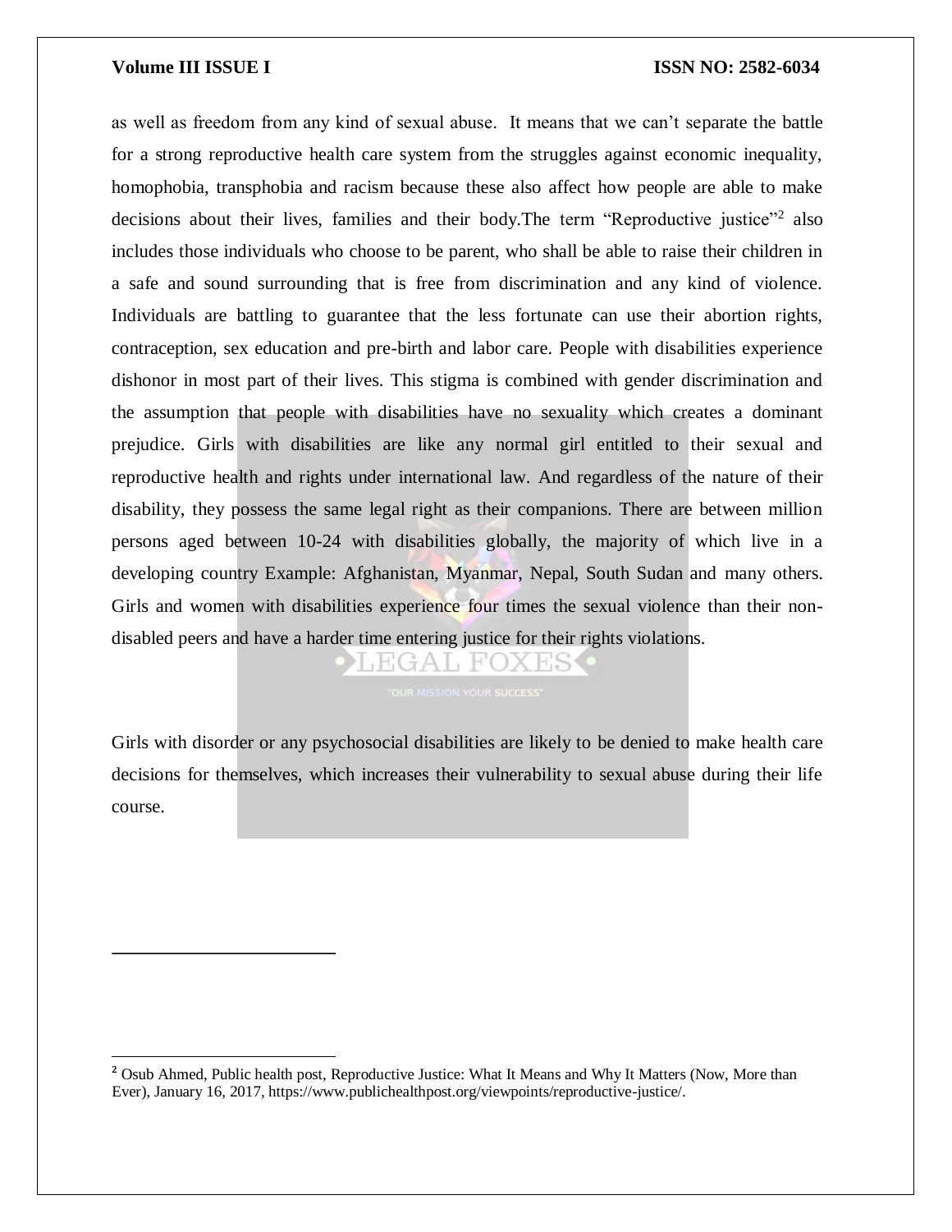as well as freedom from any kind of sexual abuse. It means that we can't separate the battle for a strong reproductive health care system from the struggles against economic inequality, homophobia, transphobia and racism because these also affect how people are able to make decisions about their lives, families and their body.The term "Reproductive justice"[2] also includes those individuals who choose to be parent, who shall be able to raise their children in a safe and sound surrounding that is free from discrimination and any kind of violence. Individuals are battling to guarantee that the less fortunate can use their abortion rights, contraception, sex education and pre-birth and labor care. People with disabilities experience dishonor in most part of their lives. This stigma is combined with gender discrimination and the assumption that people with disabilities have no sexuality which creates a dominant prejudice. Girls with disabilities are like any normal girl entitled to their sexual and reproductive health and rights under international law. And regardless of the nature of their disability, they possess the same legal right as their companions. There are between million persons aged between 10-24 with disabilities globally, the majority of which live in a developing country Example: Afghanistan, Myanmar, Nepal, South Sudan and many others. Girls and women with disabilities experience four times the sexual violence than their non-disabled peers and have a harder time entering justice for their rights violations.

Girls with disorder or any psychosocial disabilities are likely to be denied to make health care decisions for themselves, which increases their vulnerability to sexual abuse during their life course.

---

[2] Osub Ahmed, Public health post, Reproductive Justice: What It Means and Why It Matters (Now, More than Ever), January 16, 2017, https://www.publichealthpost.org/viewpoints/reproductive-justice/.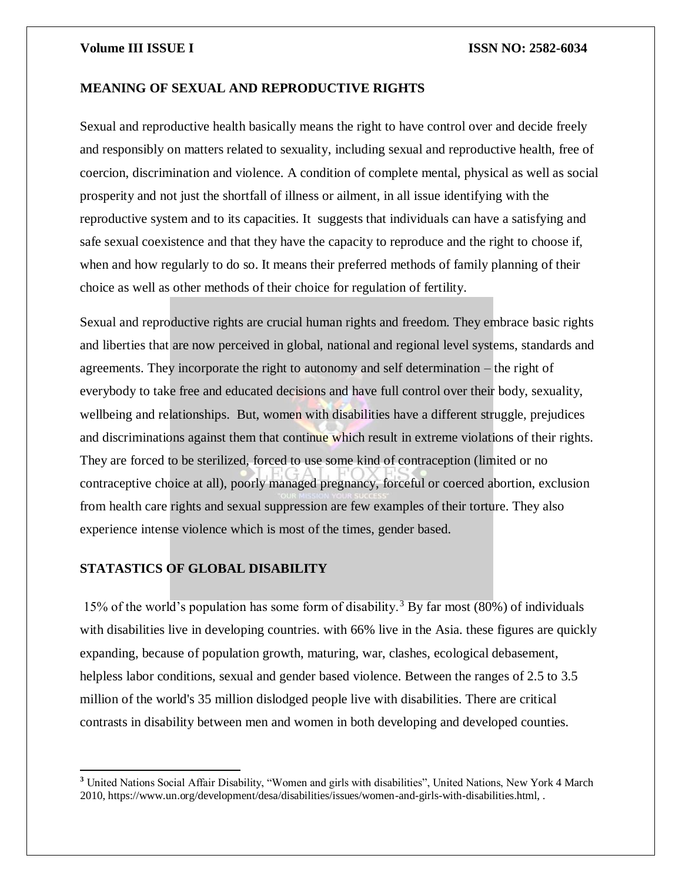## MEANING OF SEXUAL AND REPRODUCTIVE RIGHTS

Sexual and reproductive health basically means the right to have control over and decide freely and responsibly on matters related to sexuality, including sexual and reproductive health, free of coercion, discrimination and violence. A condition of complete mental, physical as well as social prosperity and not just the shortfall of illness or ailment, in all issue identifying with the reproductive system and to its capacities. It suggests that individuals can have a satisfying and safe sexual coexistence and that they have the capacity to reproduce and the right to choose if, when and how regularly to do so. It means their preferred methods of family planning of their choice as well as other methods of their choice for regulation of fertility.

Sexual and reproductive rights are crucial human rights and freedom. They embrace basic rights and liberties that are now perceived in global, national and regional level systems, standards and agreements. They incorporate the right to autonomy and self determination – the right of everybody to take free and educated decisions and have full control over their body, sexuality, wellbeing and relationships. But, women with disabilities have a different struggle, prejudices and discriminations against them that continue which result in extreme violations of their rights. They are forced to be sterilized, forced to use some kind of contraception (limited or no contraceptive choice at all), poorly managed pregnancy, forceful or coerced abortion, exclusion from health care rights and sexual suppression are few examples of their torture. They also experience intense violence which is most of the times, gender based.

## STATASTICS OF GLOBAL DISABILITY

15% of the world's population has some form of disability.[3] By far most (80%) of individuals with disabilities live in developing countries. with 66% live in the Asia. these figures are quickly expanding, because of population growth, maturing, war, clashes, ecological debasement, helpless labor conditions, sexual and gender based violence. Between the ranges of 2.5 to 3.5 million of the world's 35 million dislodged people live with disabilities. There are critical contrasts in disability between men and women in both developing and developed counties.

---

[3] United Nations Social Affair Disability, "Women and girls with disabilities", United Nations, New York 4 March 2010, https://www.un.org/development/desa/disabilities/issues/women-and-girls-with-disabilities.html, .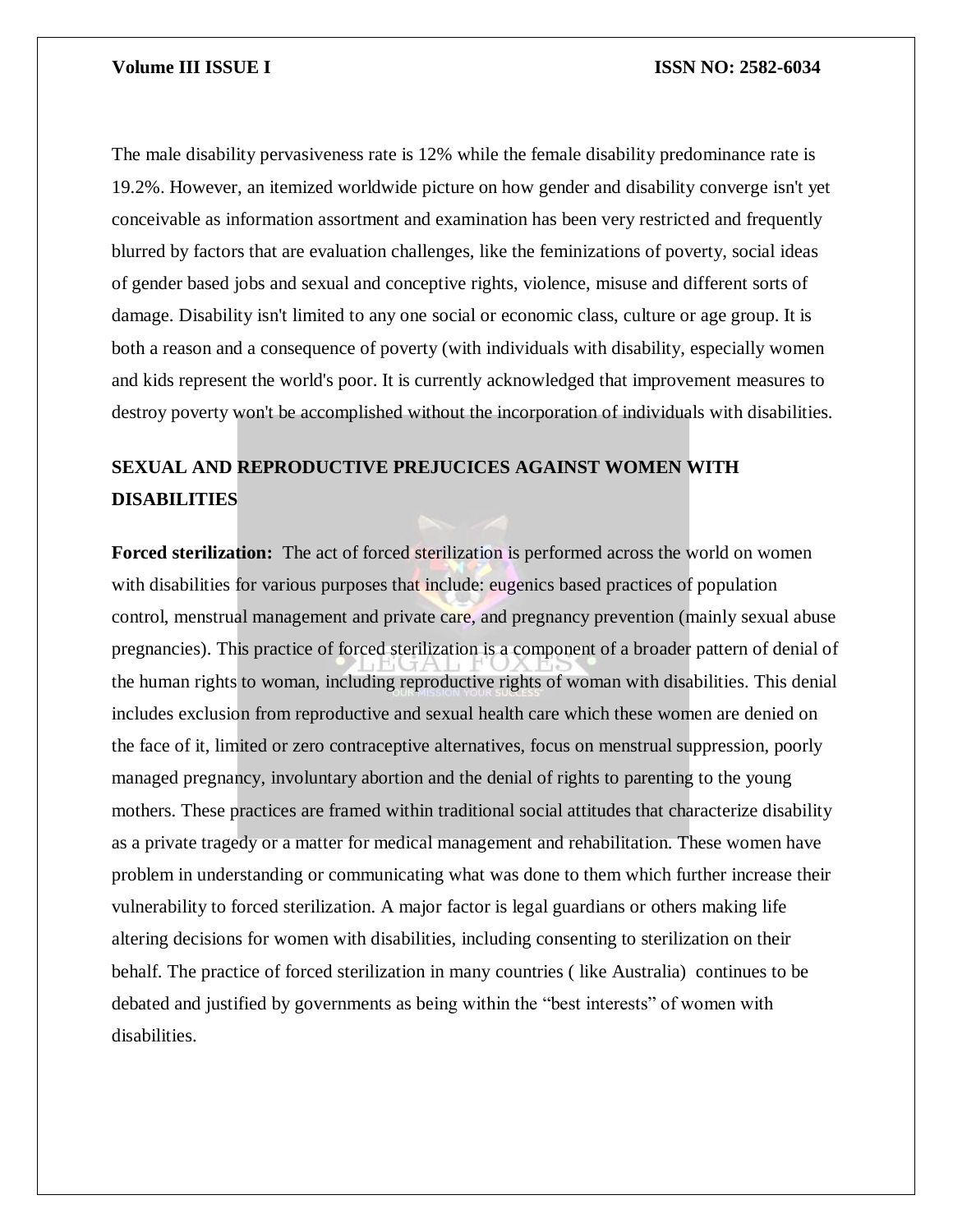The male disability pervasiveness rate is 12% while the female disability predominance rate is 19.2%. However, an itemized worldwide picture on how gender and disability converge isn't yet conceivable as information assortment and examination has been very restricted and frequently blurred by factors that are evaluation challenges, like the feminizations of poverty, social ideas of gender based jobs and sexual and conceptive rights, violence, misuse and different sorts of damage. Disability isn't limited to any one social or economic class, culture or age group. It is both a reason and a consequence of poverty (with individuals with disability, especially women and kids represent the world's poor. It is currently acknowledged that improvement measures to destroy poverty won't be accomplished without the incorporation of individuals with disabilities.

## SEXUAL AND REPRODUCTIVE PREJUCICES AGAINST WOMEN WITH DISABILITIES

**Forced sterilization:** The act of forced sterilization is performed across the world on women with disabilities for various purposes that include: eugenics based practices of population control, menstrual management and private care, and pregnancy prevention (mainly sexual abuse pregnancies). This practice of forced sterilization is a component of a broader pattern of denial of the human rights to woman, including reproductive rights of woman with disabilities. This denial includes exclusion from reproductive and sexual health care which these women are denied on the face of it, limited or zero contraceptive alternatives, focus on menstrual suppression, poorly managed pregnancy, involuntary abortion and the denial of rights to parenting to the young mothers. These practices are framed within traditional social attitudes that characterize disability as a private tragedy or a matter for medical management and rehabilitation. These women have problem in understanding or communicating what was done to them which further increase their vulnerability to forced sterilization. A major factor is legal guardians or others making life altering decisions for women with disabilities, including consenting to sterilization on their behalf. The practice of forced sterilization in many countries ( like Australia) continues to be debated and justified by governments as being within the "best interests" of women with disabilities.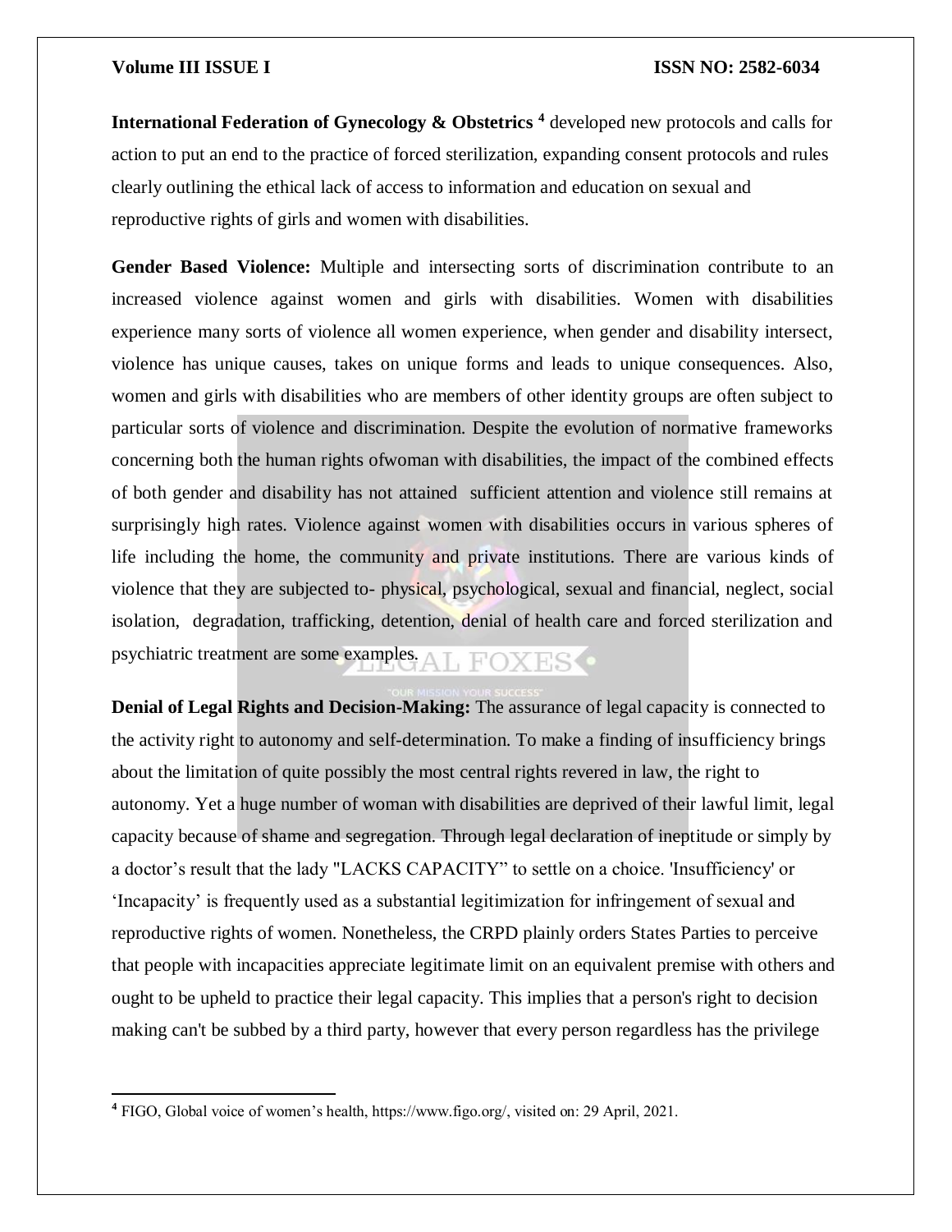**International Federation of Gynecology & Obstetrics** [4] developed new protocols and calls for action to put an end to the practice of forced sterilization, expanding consent protocols and rules clearly outlining the ethical lack of access to information and education on sexual and reproductive rights of girls and women with disabilities.

**Gender Based Violence:** Multiple and intersecting sorts of discrimination contribute to an increased violence against women and girls with disabilities. Women with disabilities experience many sorts of violence all women experience, when gender and disability intersect, violence has unique causes, takes on unique forms and leads to unique consequences. Also, women and girls with disabilities who are members of other identity groups are often subject to particular sorts of violence and discrimination. Despite the evolution of normative frameworks concerning both the human rights ofwoman with disabilities, the impact of the combined effects of both gender and disability has not attained sufficient attention and violence still remains at surprisingly high rates. Violence against women with disabilities occurs in various spheres of life including the home, the community and private institutions. There are various kinds of violence that they are subjected to- physical, psychological, sexual and financial, neglect, social isolation, degradation, trafficking, detention, denial of health care and forced sterilization and psychiatric treatment are some examples.

**Denial of Legal Rights and Decision-Making:** The assurance of legal capacity is connected to the activity right to autonomy and self-determination. To make a finding of insufficiency brings about the limitation of quite possibly the most central rights revered in law, the right to autonomy. Yet a huge number of woman with disabilities are deprived of their lawful limit, legal capacity because of shame and segregation. Through legal declaration of ineptitude or simply by a doctor's result that the lady "LACKS CAPACITY" to settle on a choice. 'Insufficiency' or 'Incapacity' is frequently used as a substantial legitimization for infringement of sexual and reproductive rights of women. Nonetheless, the CRPD plainly orders States Parties to perceive that people with incapacities appreciate legitimate limit on an equivalent premise with others and ought to be upheld to practice their legal capacity. This implies that a person's right to decision making can't be subbed by a third party, however that every person regardless has the privilege

---

[4] FIGO, Global voice of women's health, https://www.figo.org/, visited on: 29 April, 2021.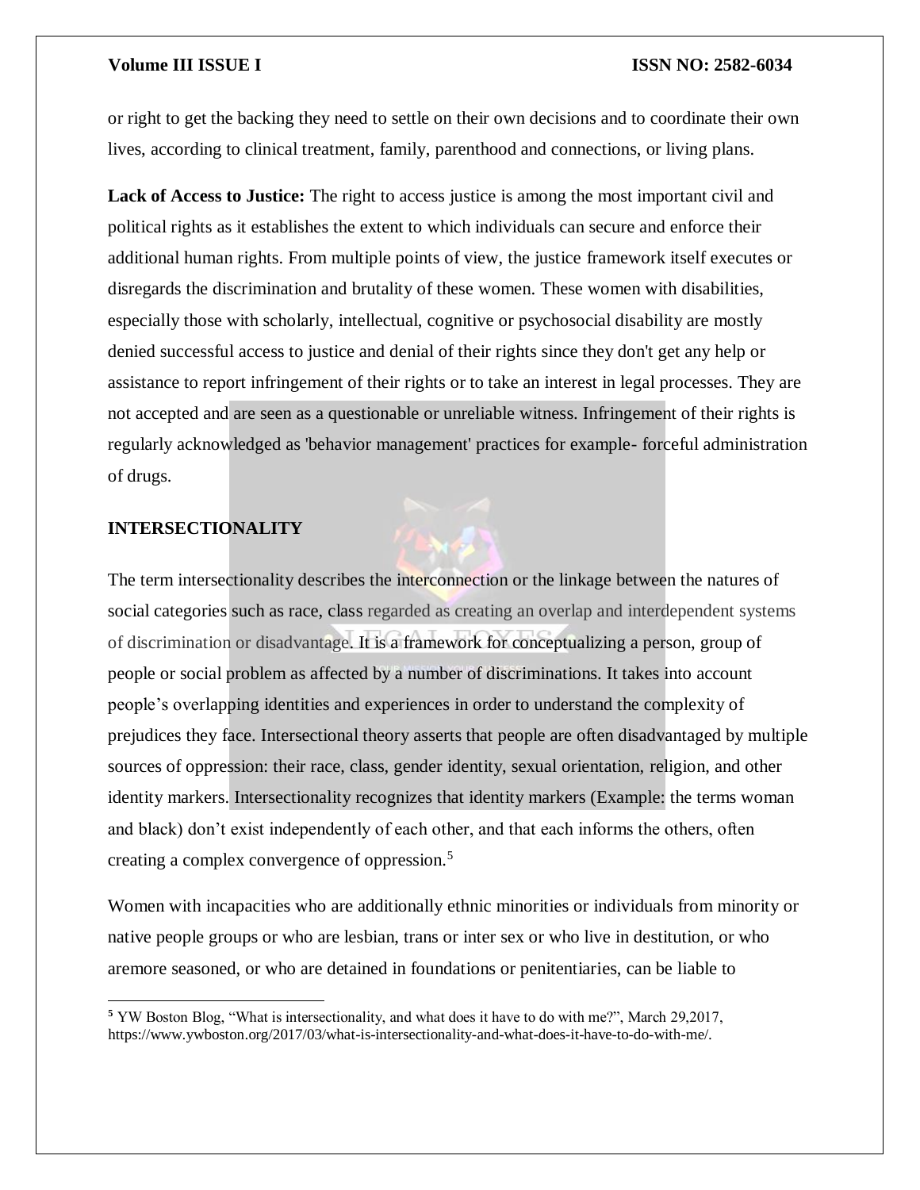or right to get the backing they need to settle on their own decisions and to coordinate their own lives, according to clinical treatment, family, parenthood and connections, or living plans.

**Lack of Access to Justice:** The right to access justice is among the most important civil and political rights as it establishes the extent to which individuals can secure and enforce their additional human rights. From multiple points of view, the justice framework itself executes or disregards the discrimination and brutality of these women. These women with disabilities, especially those with scholarly, intellectual, cognitive or psychosocial disability are mostly denied successful access to justice and denial of their rights since they don't get any help or assistance to report infringement of their rights or to take an interest in legal processes. They are not accepted and are seen as a questionable or unreliable witness. Infringement of their rights is regularly acknowledged as 'behavior management' practices for example- forceful administration of drugs.

## INTERSECTIONALITY

The term intersectionality describes the interconnection or the linkage between the natures of social categories such as race, class regarded as creating an overlap and interdependent systems of discrimination or disadvantage. It is a framework for conceptualizing a person, group of people or social problem as affected by a number of discriminations. It takes into account people's overlapping identities and experiences in order to understand the complexity of prejudices they face. Intersectional theory asserts that people are often disadvantaged by multiple sources of oppression: their race, class, gender identity, sexual orientation, religion, and other identity markers. Intersectionality recognizes that identity markers (Example: the terms woman and black) don't exist independently of each other, and that each informs the others, often creating a complex convergence of oppression.[5]

Women with incapacities who are additionally ethnic minorities or individuals from minority or native people groups or who are lesbian, trans or inter sex or who live in destitution, or who aremore seasoned, or who are detained in foundations or penitentiaries, can be liable to

---

[5] YW Boston Blog, "What is intersectionality, and what does it have to do with me?", March 29,2017, https://www.ywboston.org/2017/03/what-is-intersectionality-and-what-does-it-have-to-do-with-me/.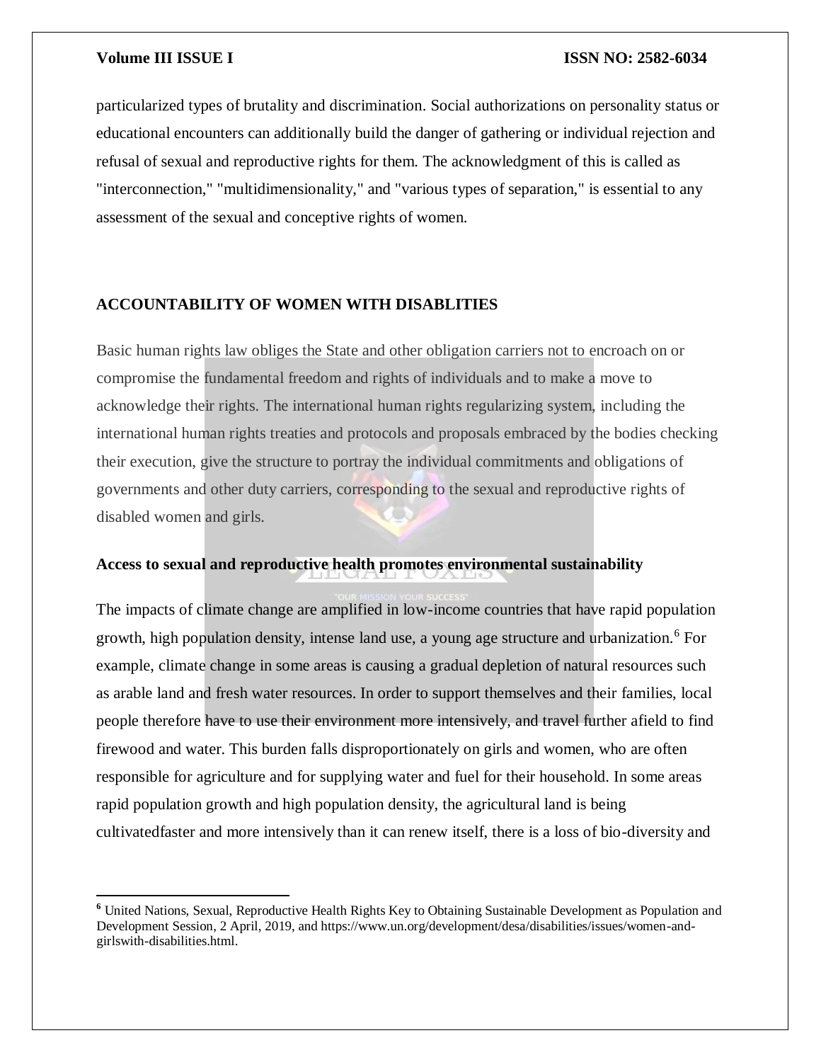particularized types of brutality and discrimination. Social authorizations on personality status or educational encounters can additionally build the danger of gathering or individual rejection and refusal of sexual and reproductive rights for them. The acknowledgment of this is called as "interconnection," "multidimensionality," and "various types of separation," is essential to any assessment of the sexual and conceptive rights of women.

## ACCOUNTABILITY OF WOMEN WITH DISABLITIES

Basic human rights law obliges the State and other obligation carriers not to encroach on or compromise the fundamental freedom and rights of individuals and to make a move to acknowledge their rights. The international human rights regularizing system, including the international human rights treaties and protocols and proposals embraced by the bodies checking their execution, give the structure to portray the individual commitments and obligations of governments and other duty carriers, corresponding to the sexual and reproductive rights of disabled women and girls.

### Access to sexual and reproductive health promotes environmental sustainability

The impacts of climate change are amplified in low-income countries that have rapid population growth, high population density, intense land use, a young age structure and urbanization.[6] For example, climate change in some areas is causing a gradual depletion of natural resources such as arable land and fresh water resources. In order to support themselves and their families, local people therefore have to use their environment more intensively, and travel further afield to find firewood and water. This burden falls disproportionately on girls and women, who are often responsible for agriculture and for supplying water and fuel for their household. In some areas rapid population growth and high population density, the agricultural land is being cultivatedfaster and more intensively than it can renew itself, there is a loss of bio-diversity and

---

[6] United Nations, Sexual, Reproductive Health Rights Key to Obtaining Sustainable Development as Population and Development Session, 2 April, 2019, and https://www.un.org/development/desa/disabilities/issues/women-and-girlswith-disabilities.html.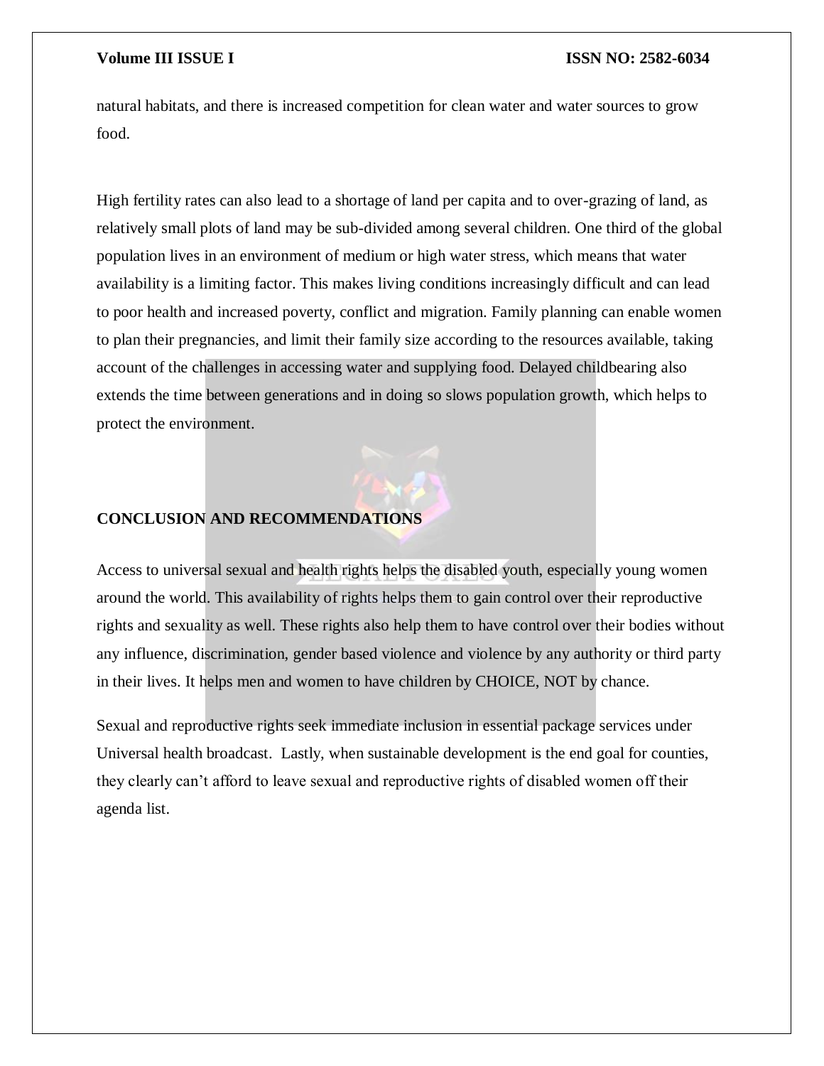natural habitats, and there is increased competition for clean water and water sources to grow food.

High fertility rates can also lead to a shortage of land per capita and to over-grazing of land, as relatively small plots of land may be sub-divided among several children. One third of the global population lives in an environment of medium or high water stress, which means that water availability is a limiting factor. This makes living conditions increasingly difficult and can lead to poor health and increased poverty, conflict and migration. Family planning can enable women to plan their pregnancies, and limit their family size according to the resources available, taking account of the challenges in accessing water and supplying food. Delayed childbearing also extends the time between generations and in doing so slows population growth, which helps to protect the environment.

## CONCLUSION AND RECOMMENDATIONS

Access to universal sexual and health rights helps the disabled youth, especially young women around the world. This availability of rights helps them to gain control over their reproductive rights and sexuality as well. These rights also help them to have control over their bodies without any influence, discrimination, gender based violence and violence by any authority or third party in their lives. It helps men and women to have children by CHOICE, NOT by chance.

Sexual and reproductive rights seek immediate inclusion in essential package services under Universal health broadcast. Lastly, when sustainable development is the end goal for counties, they clearly can't afford to leave sexual and reproductive rights of disabled women off their agenda list.